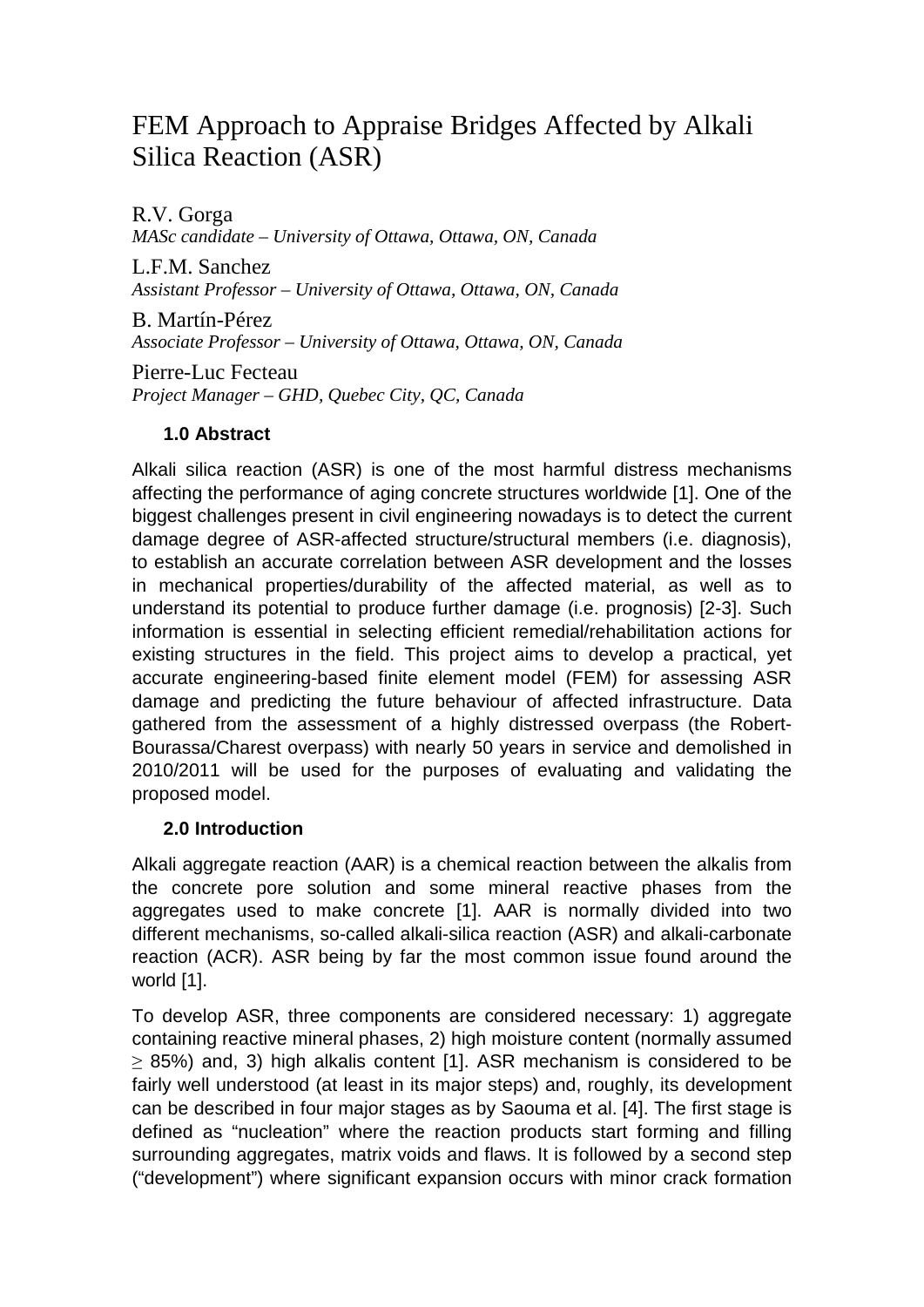# FEM Approach to Appraise Bridges Affected by Alkali Silica Reaction (ASR)

R.V. Gorga
*MASc candidate – University of Ottawa, Ottawa, ON, Canada*

L.F.M. Sanchez
*Assistant Professor – University of Ottawa, Ottawa, ON, Canada*

B. Martín-Pérez
*Associate Professor – University of Ottawa, Ottawa, ON, Canada*

Pierre-Luc Fecteau
*Project Manager – GHD, Quebec City, QC, Canada*

## 1.0 Abstract

Alkali silica reaction (ASR) is one of the most harmful distress mechanisms affecting the performance of aging concrete structures worldwide [1]. One of the biggest challenges present in civil engineering nowadays is to detect the current damage degree of ASR-affected structure/structural members (i.e. diagnosis), to establish an accurate correlation between ASR development and the losses in mechanical properties/durability of the affected material, as well as to understand its potential to produce further damage (i.e. prognosis) [2-3]. Such information is essential in selecting efficient remedial/rehabilitation actions for existing structures in the field. This project aims to develop a practical, yet accurate engineering-based finite element model (FEM) for assessing ASR damage and predicting the future behaviour of affected infrastructure. Data gathered from the assessment of a highly distressed overpass (the Robert-Bourassa/Charest overpass) with nearly 50 years in service and demolished in 2010/2011 will be used for the purposes of evaluating and validating the proposed model.

## 2.0 Introduction

Alkali aggregate reaction (AAR) is a chemical reaction between the alkalis from the concrete pore solution and some mineral reactive phases from the aggregates used to make concrete [1]. AAR is normally divided into two different mechanisms, so-called alkali-silica reaction (ASR) and alkali-carbonate reaction (ACR). ASR being by far the most common issue found around the world [1].

To develop ASR, three components are considered necessary: 1) aggregate containing reactive mineral phases, 2) high moisture content (normally assumed $\geq$ 85%) and, 3) high alkalis content [1]. ASR mechanism is considered to be fairly well understood (at least in its major steps) and, roughly, its development can be described in four major stages as by Saouma et al. [4]. The first stage is defined as "nucleation" where the reaction products start forming and filling surrounding aggregates, matrix voids and flaws. It is followed by a second step ("development") where significant expansion occurs with minor crack formation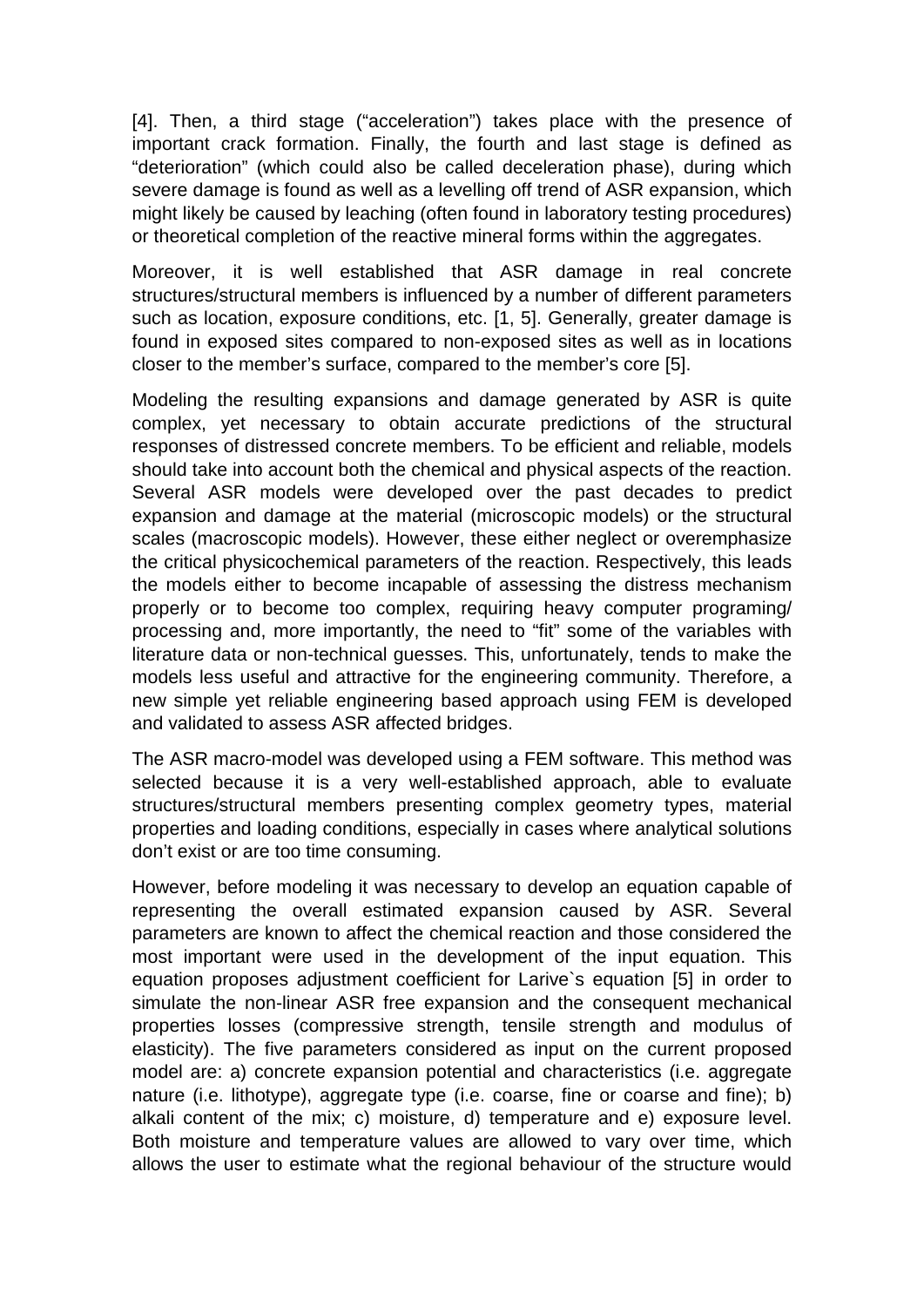[4]. Then, a third stage ("acceleration") takes place with the presence of important crack formation. Finally, the fourth and last stage is defined as "deterioration" (which could also be called deceleration phase), during which severe damage is found as well as a levelling off trend of ASR expansion, which might likely be caused by leaching (often found in laboratory testing procedures) or theoretical completion of the reactive mineral forms within the aggregates.

Moreover, it is well established that ASR damage in real concrete structures/structural members is influenced by a number of different parameters such as location, exposure conditions, etc. [1, 5]. Generally, greater damage is found in exposed sites compared to non-exposed sites as well as in locations closer to the member's surface, compared to the member's core [5].

Modeling the resulting expansions and damage generated by ASR is quite complex, yet necessary to obtain accurate predictions of the structural responses of distressed concrete members. To be efficient and reliable, models should take into account both the chemical and physical aspects of the reaction. Several ASR models were developed over the past decades to predict expansion and damage at the material (microscopic models) or the structural scales (macroscopic models). However, these either neglect or overemphasize the critical physicochemical parameters of the reaction. Respectively, this leads the models either to become incapable of assessing the distress mechanism properly or to become too complex, requiring heavy computer programing/ processing and, more importantly, the need to "fit" some of the variables with literature data or non-technical guesses. This, unfortunately, tends to make the models less useful and attractive for the engineering community. Therefore, a new simple yet reliable engineering based approach using FEM is developed and validated to assess ASR affected bridges.

The ASR macro-model was developed using a FEM software. This method was selected because it is a very well-established approach, able to evaluate structures/structural members presenting complex geometry types, material properties and loading conditions, especially in cases where analytical solutions don't exist or are too time consuming.

However, before modeling it was necessary to develop an equation capable of representing the overall estimated expansion caused by ASR. Several parameters are known to affect the chemical reaction and those considered the most important were used in the development of the input equation. This equation proposes adjustment coefficient for Larive`s equation [5] in order to simulate the non-linear ASR free expansion and the consequent mechanical properties losses (compressive strength, tensile strength and modulus of elasticity). The five parameters considered as input on the current proposed model are: a) concrete expansion potential and characteristics (i.e. aggregate nature (i.e. lithotype), aggregate type (i.e. coarse, fine or coarse and fine); b) alkali content of the mix; c) moisture, d) temperature and e) exposure level. Both moisture and temperature values are allowed to vary over time, which allows the user to estimate what the regional behaviour of the structure would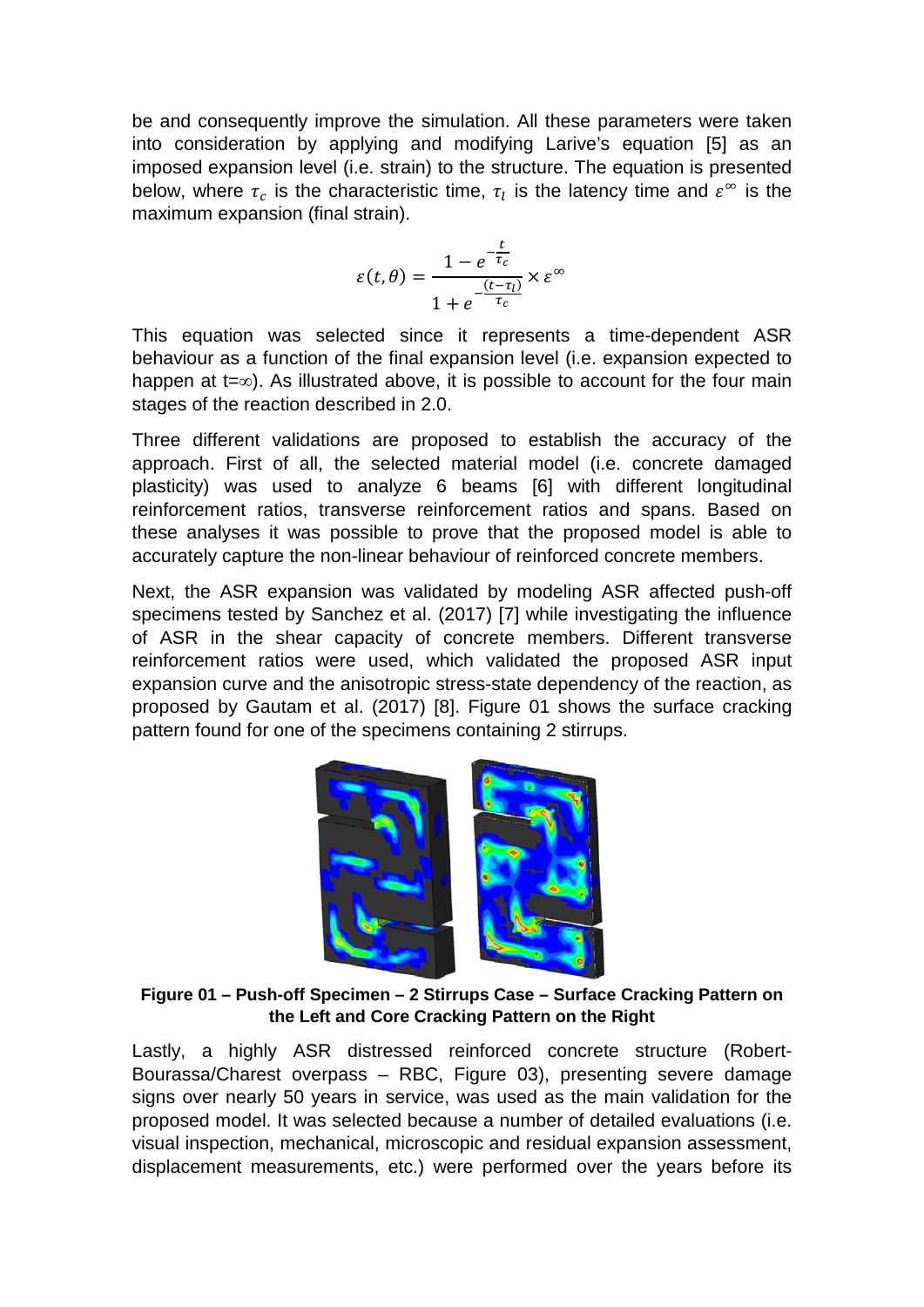be and consequently improve the simulation. All these parameters were taken into consideration by applying and modifying Larive's equation [5] as an imposed expansion level (i.e. strain) to the structure. The equation is presented below, where $\tau_c$ is the characteristic time, $\tau_l$ is the latency time and $\varepsilon^{\infty}$ is the maximum expansion (final strain).

$$\varepsilon(t, \theta) = \frac{1 - e^{-\frac{t}{\tau_c}}}{1 + e^{-\frac{(t-\tau_l)}{\tau_c}}} \times \varepsilon^{\infty}$$

This equation was selected since it represents a time-dependent ASR behaviour as a function of the final expansion level (i.e. expansion expected to happen at t=$\infty$). As illustrated above, it is possible to account for the four main stages of the reaction described in 2.0.

Three different validations are proposed to establish the accuracy of the approach. First of all, the selected material model (i.e. concrete damaged plasticity) was used to analyze 6 beams [6] with different longitudinal reinforcement ratios, transverse reinforcement ratios and spans. Based on these analyses it was possible to prove that the proposed model is able to accurately capture the non-linear behaviour of reinforced concrete members.

Next, the ASR expansion was validated by modeling ASR affected push-off specimens tested by Sanchez et al. (2017) [7] while investigating the influence of ASR in the shear capacity of concrete members. Different transverse reinforcement ratios were used, which validated the proposed ASR input expansion curve and the anisotropic stress-state dependency of the reaction, as proposed by Gautam et al. (2017) [8]. Figure 01 shows the surface cracking pattern found for one of the specimens containing 2 stirrups.

**Figure 01 – Push-off Specimen – 2 Stirrups Case – Surface Cracking Pattern on the Left and Core Cracking Pattern on the Right**

Lastly, a highly ASR distressed reinforced concrete structure (Robert-Bourassa/Charest overpass – RBC, Figure 03), presenting severe damage signs over nearly 50 years in service, was used as the main validation for the proposed model. It was selected because a number of detailed evaluations (i.e. visual inspection, mechanical, microscopic and residual expansion assessment, displacement measurements, etc.) were performed over the years before its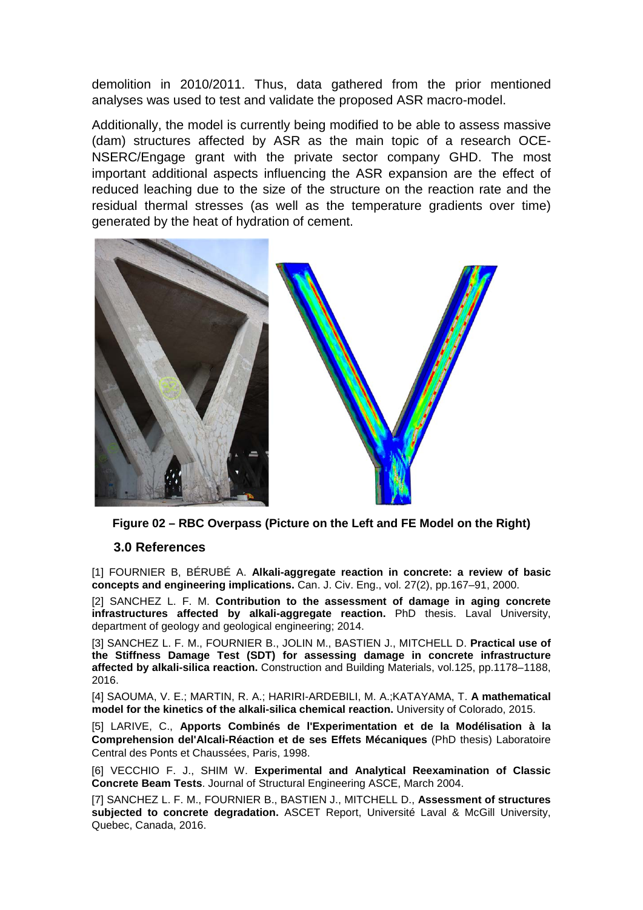demolition in 2010/2011. Thus, data gathered from the prior mentioned analyses was used to test and validate the proposed ASR macro-model.

Additionally, the model is currently being modified to be able to assess massive (dam) structures affected by ASR as the main topic of a research OCE-NSERC/Engage grant with the private sector company GHD. The most important additional aspects influencing the ASR expansion are the effect of reduced leaching due to the size of the structure on the reaction rate and the residual thermal stresses (as well as the temperature gradients over time) generated by the heat of hydration of cement.

**Figure 02 – RBC Overpass (Picture on the Left and FE Model on the Right)**

### 3.0 References

[1] FOURNIER B, BÉRUBÉ A. **Alkali-aggregate reaction in concrete: a review of basic concepts and engineering implications.** Can. J. Civ. Eng., vol. 27(2), pp.167–91, 2000.

[2] SANCHEZ L. F. M. **Contribution to the assessment of damage in aging concrete infrastructures affected by alkali-aggregate reaction.** PhD thesis. Laval University, department of geology and geological engineering; 2014.

[3] SANCHEZ L. F. M., FOURNIER B., JOLIN M., BASTIEN J., MITCHELL D. **Practical use of the Stiffness Damage Test (SDT) for assessing damage in concrete infrastructure affected by alkali-silica reaction.** Construction and Building Materials, vol.125, pp.1178–1188, 2016.

[4] SAOUMA, V. E.; MARTIN, R. A.; HARIRI-ARDEBILI, M. A.;KATAYAMA, T. **A mathematical model for the kinetics of the alkali-silica chemical reaction.** University of Colorado, 2015.

[5] LARIVE, C., **Apports Combinés de l'Experimentation et de la Modélisation à la Comprehension del'Alcali-Réaction et de ses Effets Mécaniques** (PhD thesis) Laboratoire Central des Ponts et Chaussées, Paris, 1998.

[6] VECCHIO F. J., SHIM W. **Experimental and Analytical Reexamination of Classic Concrete Beam Tests**. Journal of Structural Engineering ASCE, March 2004.

[7] SANCHEZ L. F. M., FOURNIER B., BASTIEN J., MITCHELL D., **Assessment of structures subjected to concrete degradation.** ASCET Report, Université Laval & McGill University, Quebec, Canada, 2016.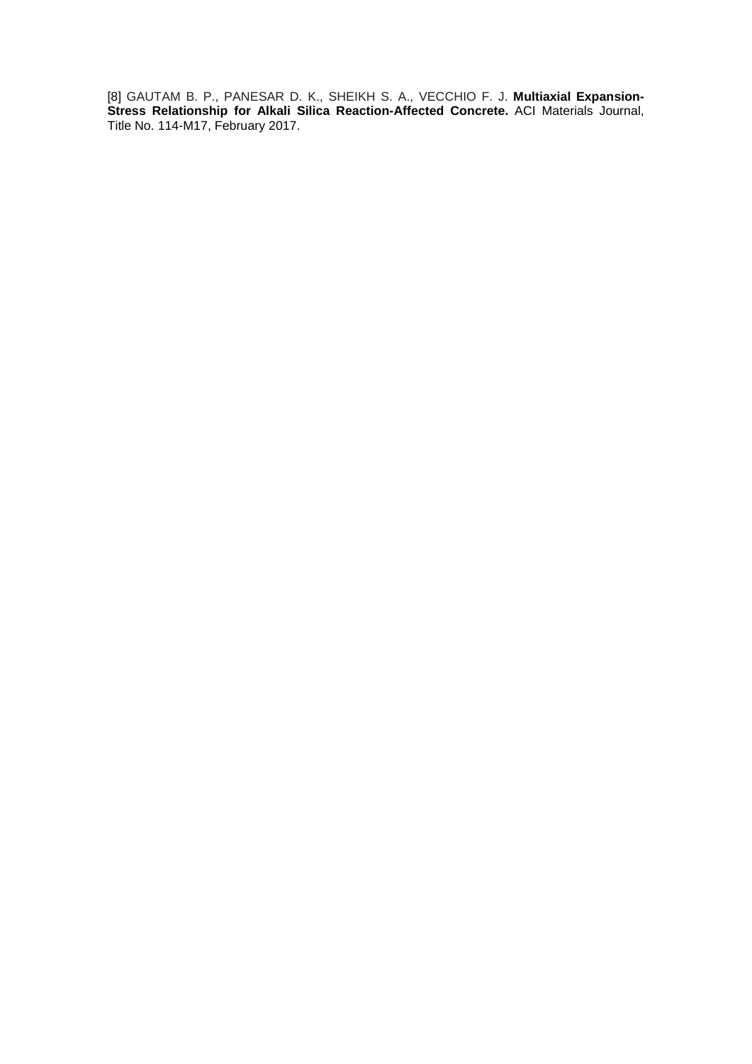[8] GAUTAM B. P., PANESAR D. K., SHEIKH S. A., VECCHIO F. J. **Multiaxial Expansion-Stress Relationship for Alkali Silica Reaction-Affected Concrete.** ACI Materials Journal, Title No. 114-M17, February 2017.